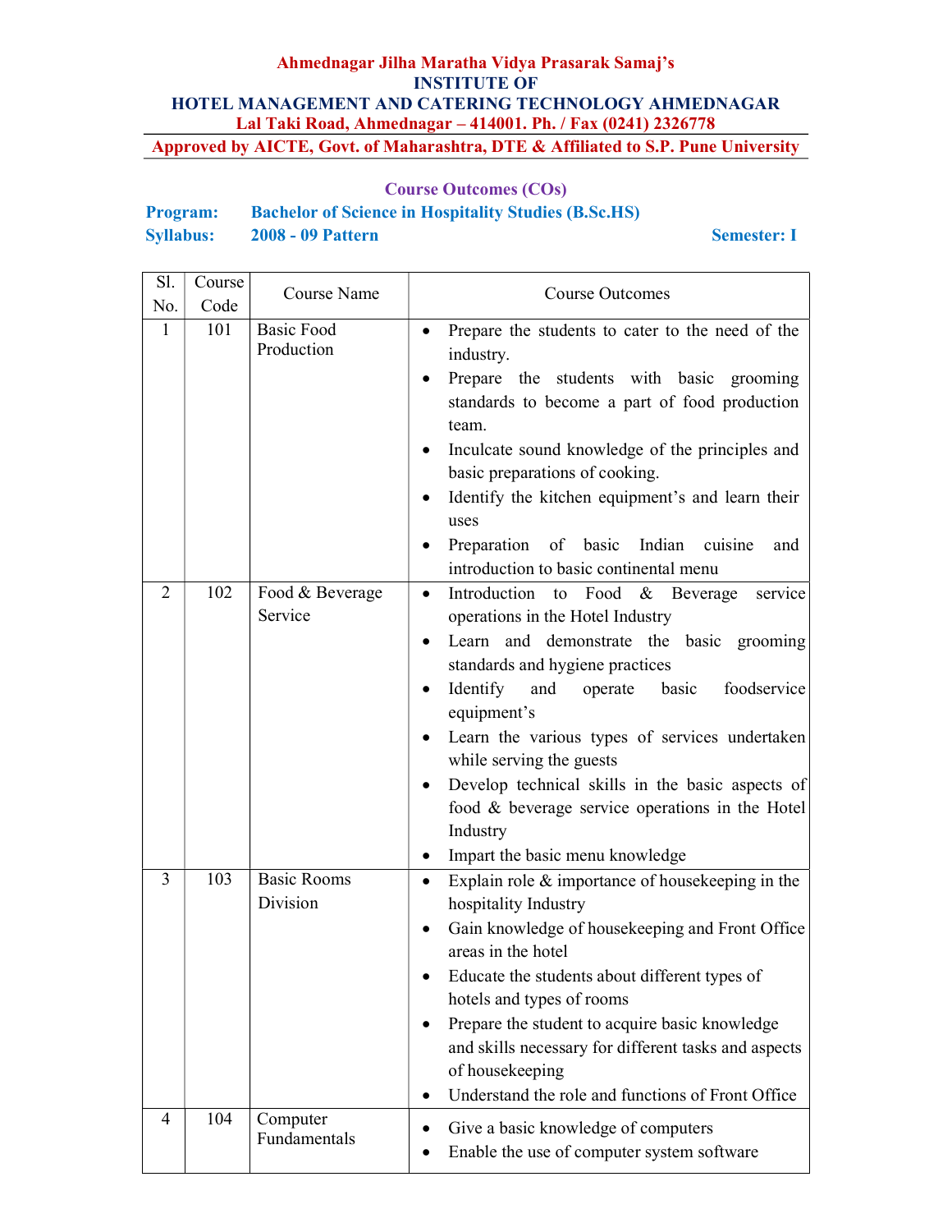**Ahmednagar Jilha Maratha Vidya Prasarak Samaj's**

# INSTITUTE OF HOTEL MANAGEMENT AND CATERING TECHNOLOGY AHMEDNAGAR

**Lal Taki Road, Ahmednagar – 414001. Ph. / Fax (0241) 2326778**

**Approved by AICTE, Govt. of Maharashtra, DTE & Affiliated to S.P. Pune University**

## Course Outcomes (COs)

**Program:** Bachelor of Science in Hospitality Studies (B.Sc.HS)

**Syllabus:** 2008 - 09 Pattern **Semester: I**

| Sl. No. | Course Code | Course Name | Course Outcomes |
|---|---|---|---|
| 1 | 101 | Basic Food Production | • Prepare the students to cater to the need of the industry.<br>• Prepare the students with basic grooming standards to become a part of food production team.<br>• Inculcate sound knowledge of the principles and basic preparations of cooking.<br>• Identify the kitchen equipment's and learn their uses<br>• Preparation of basic Indian cuisine and introduction to basic continental menu |
| 2 | 102 | Food & Beverage Service | • Introduction to Food & Beverage service operations in the Hotel Industry<br>• Learn and demonstrate the basic grooming standards and hygiene practices<br>• Identify and operate basic foodservice equipment's<br>• Learn the various types of services undertaken while serving the guests<br>• Develop technical skills in the basic aspects of food & beverage service operations in the Hotel Industry<br>• Impart the basic menu knowledge |
| 3 | 103 | Basic Rooms Division | • Explain role & importance of housekeeping in the hospitality Industry<br>• Gain knowledge of housekeeping and Front Office areas in the hotel<br>• Educate the students about different types of hotels and types of rooms<br>• Prepare the student to acquire basic knowledge and skills necessary for different tasks and aspects of housekeeping<br>• Understand the role and functions of Front Office |
| 4 | 104 | Computer Fundamentals | • Give a basic knowledge of computers<br>• Enable the use of computer system software |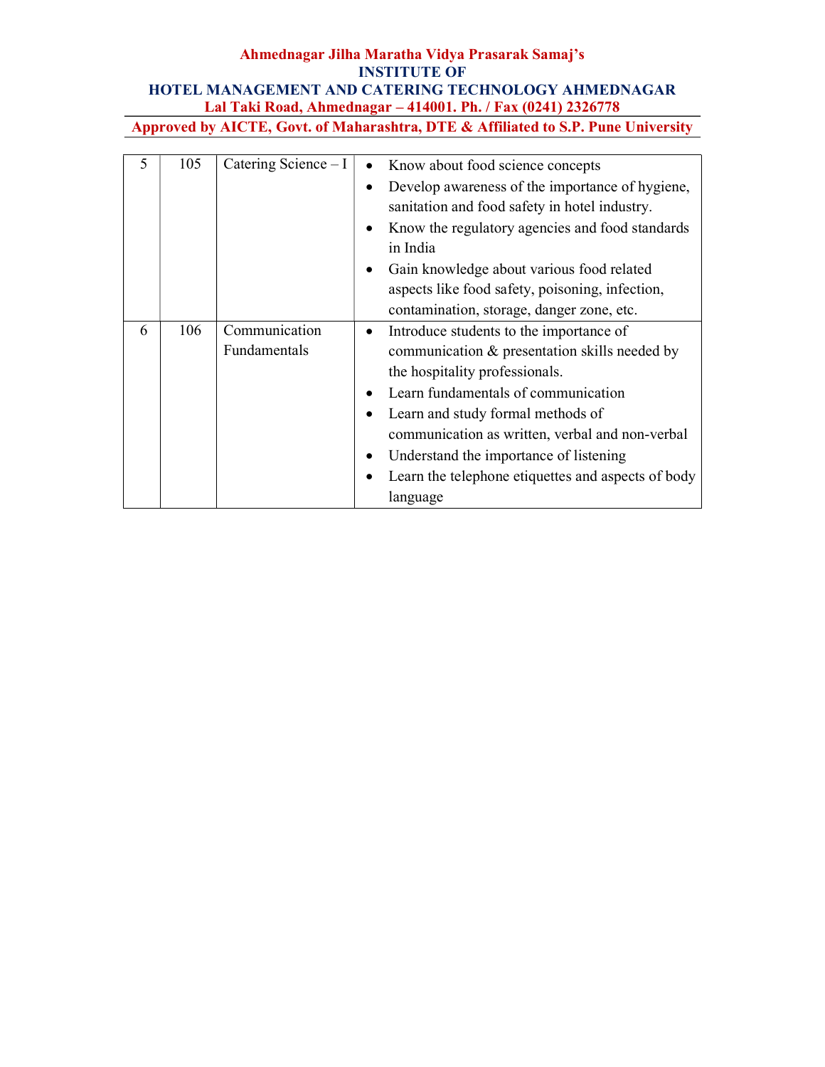| | | | |
|---|---|---|---|
| 5 | 105 | Catering Science – I | • Know about food science concepts<br>• Develop awareness of the importance of hygiene, sanitation and food safety in hotel industry.<br>• Know the regulatory agencies and food standards in India<br>• Gain knowledge about various food related aspects like food safety, poisoning, infection, contamination, storage, danger zone, etc. |
| 6 | 106 | Communication Fundamentals | • Introduce students to the importance of communication & presentation skills needed by the hospitality professionals.<br>• Learn fundamentals of communication<br>• Learn and study formal methods of communication as written, verbal and non-verbal<br>• Understand the importance of listening<br>• Learn the telephone etiquettes and aspects of body language |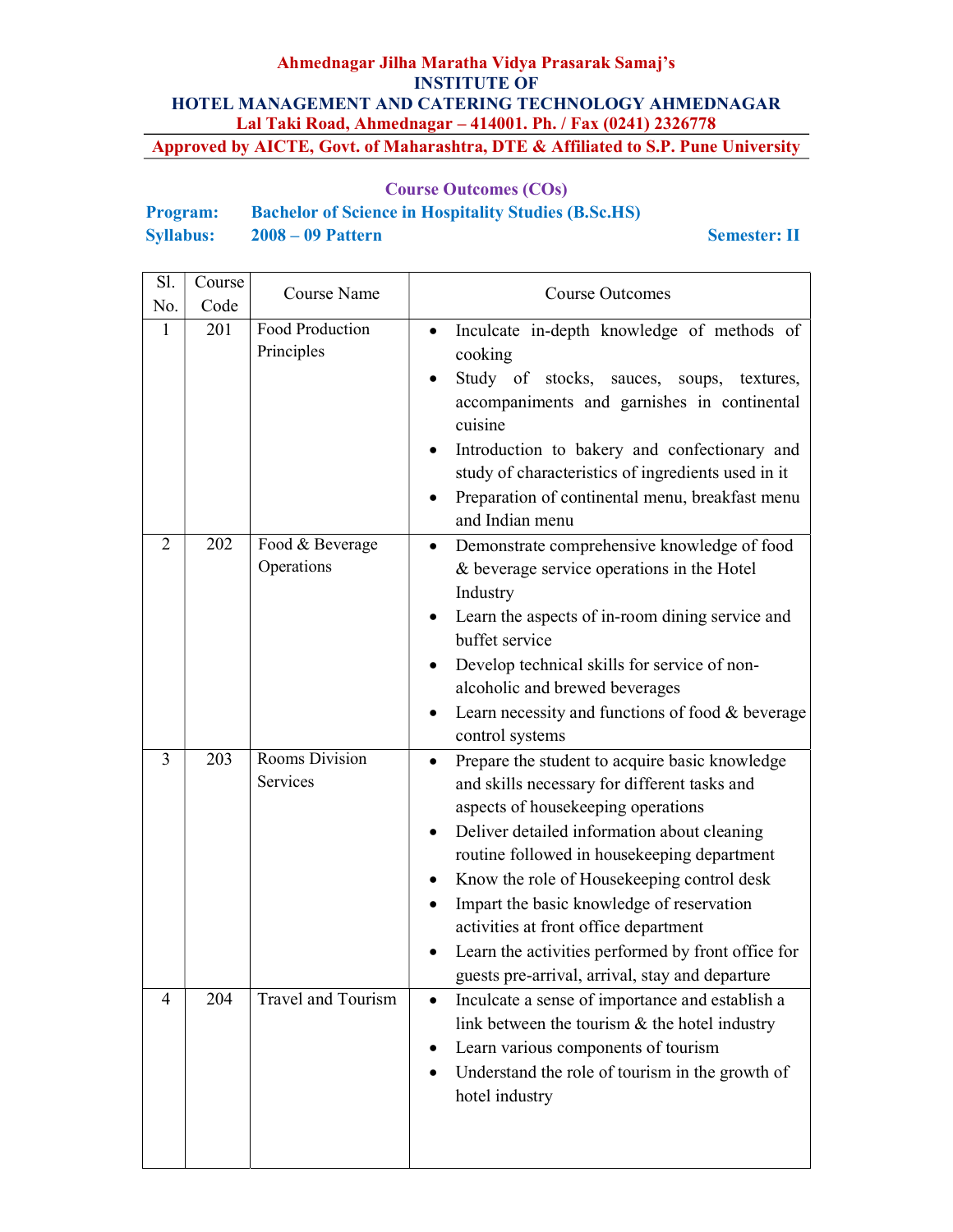**Ahmednagar Jilha Maratha Vidya Prasarak Samaj's**
**INSTITUTE OF**
**HOTEL MANAGEMENT AND CATERING TECHNOLOGY AHMEDNAGAR**
**Lal Taki Road, Ahmednagar – 414001. Ph. / Fax (0241) 2326778**
**Approved by AICTE, Govt. of Maharashtra, DTE & Affiliated to S.P. Pune University**

**Course Outcomes (COs)**

**Program:** **Bachelor of Science in Hospitality Studies (B.Sc.HS)**
**Syllabus:** **2008 – 09 Pattern** **Semester: II**

| Sl. No. | Course Code | Course Name | Course Outcomes |
|---|---|---|---|
| 1 | 201 | Food Production Principles | • Inculcate in-depth knowledge of methods of cooking<br>• Study of stocks, sauces, soups, textures, accompaniments and garnishes in continental cuisine<br>• Introduction to bakery and confectionary and study of characteristics of ingredients used in it<br>• Preparation of continental menu, breakfast menu and Indian menu |
| 2 | 202 | Food & Beverage Operations | • Demonstrate comprehensive knowledge of food & beverage service operations in the Hotel Industry<br>• Learn the aspects of in-room dining service and buffet service<br>• Develop technical skills for service of non-alcoholic and brewed beverages<br>• Learn necessity and functions of food & beverage control systems |
| 3 | 203 | Rooms Division Services | • Prepare the student to acquire basic knowledge and skills necessary for different tasks and aspects of housekeeping operations<br>• Deliver detailed information about cleaning routine followed in housekeeping department<br>• Know the role of Housekeeping control desk<br>• Impart the basic knowledge of reservation activities at front office department<br>• Learn the activities performed by front office for guests pre-arrival, arrival, stay and departure |
| 4 | 204 | Travel and Tourism | • Inculcate a sense of importance and establish a link between the tourism & the hotel industry<br>• Learn various components of tourism<br>• Understand the role of tourism in the growth of hotel industry |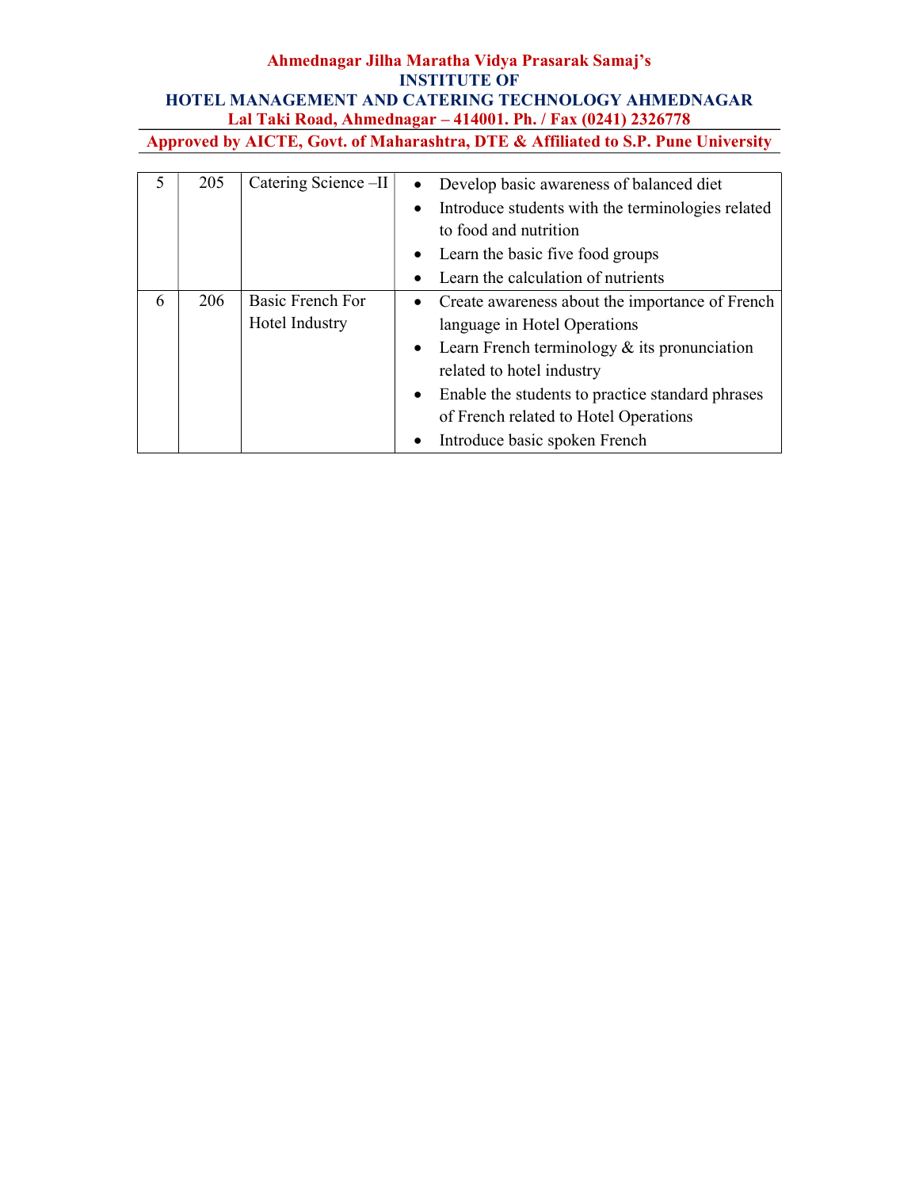| 5 | 205 | Catering Science –II | • Develop basic awareness of balanced diet<br>• Introduce students with the terminologies related to food and nutrition<br>• Learn the basic five food groups<br>• Learn the calculation of nutrients |
|---|---|---|---|
| 6 | 206 | Basic French For Hotel Industry | • Create awareness about the importance of French language in Hotel Operations<br>• Learn French terminology & its pronunciation related to hotel industry<br>• Enable the students to practice standard phrases of French related to Hotel Operations<br>• Introduce basic spoken French |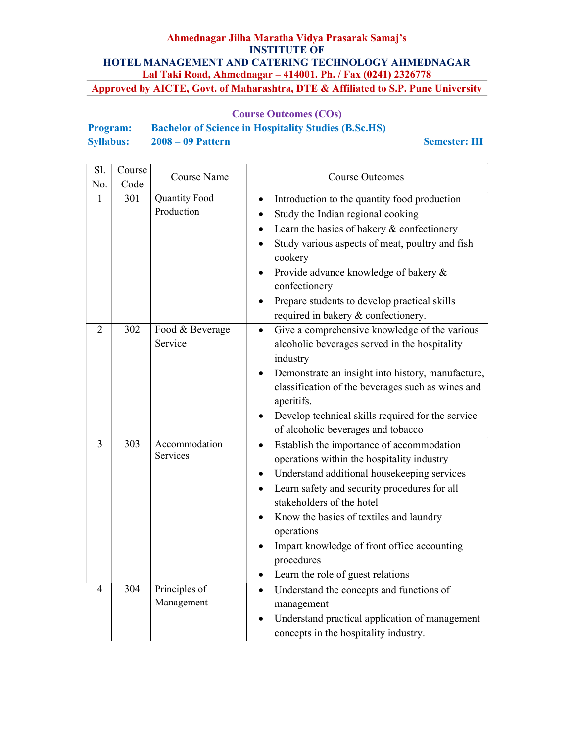**Ahmednagar Jilha Maratha Vidya Prasarak Samaj's**
**INSTITUTE OF**
**HOTEL MANAGEMENT AND CATERING TECHNOLOGY AHMEDNAGAR**
**Lal Taki Road, Ahmednagar – 414001. Ph. / Fax (0241) 2326778**
**Approved by AICTE, Govt. of Maharashtra, DTE & Affiliated to S.P. Pune University**

## Course Outcomes (COs)

**Program:** Bachelor of Science in Hospitality Studies (B.Sc.HS)
**Syllabus:** 2008 – 09 Pattern **Semester: III**

| Sl. No. | Course Code | Course Name | Course Outcomes |
|---|---|---|---|
| 1 | 301 | Quantity Food Production | • Introduction to the quantity food production<br>• Study the Indian regional cooking<br>• Learn the basics of bakery & confectionery<br>• Study various aspects of meat, poultry and fish cookery<br>• Provide advance knowledge of bakery & confectionery<br>• Prepare students to develop practical skills required in bakery & confectionery. |
| 2 | 302 | Food & Beverage Service | • Give a comprehensive knowledge of the various alcoholic beverages served in the hospitality industry<br>• Demonstrate an insight into history, manufacture, classification of the beverages such as wines and aperitifs.<br>• Develop technical skills required for the service of alcoholic beverages and tobacco |
| 3 | 303 | Accommodation Services | • Establish the importance of accommodation operations within the hospitality industry<br>• Understand additional housekeeping services<br>• Learn safety and security procedures for all stakeholders of the hotel<br>• Know the basics of textiles and laundry operations<br>• Impart knowledge of front office accounting procedures<br>• Learn the role of guest relations |
| 4 | 304 | Principles of Management | • Understand the concepts and functions of management<br>• Understand practical application of management concepts in the hospitality industry. |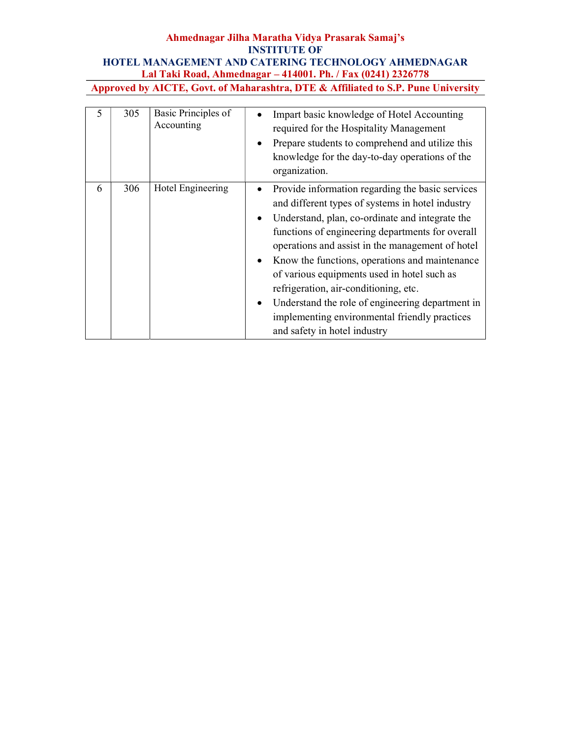| 5 | 305 | Basic Principles of Accounting | • Impart basic knowledge of Hotel Accounting required for the Hospitality Management<br>• Prepare students to comprehend and utilize this knowledge for the day-to-day operations of the organization. |
|---|---|---|---|
| 6 | 306 | Hotel Engineering | • Provide information regarding the basic services and different types of systems in hotel industry<br>• Understand, plan, co-ordinate and integrate the functions of engineering departments for overall operations and assist in the management of hotel<br>• Know the functions, operations and maintenance of various equipments used in hotel such as refrigeration, air-conditioning, etc.<br>• Understand the role of engineering department in implementing environmental friendly practices and safety in hotel industry |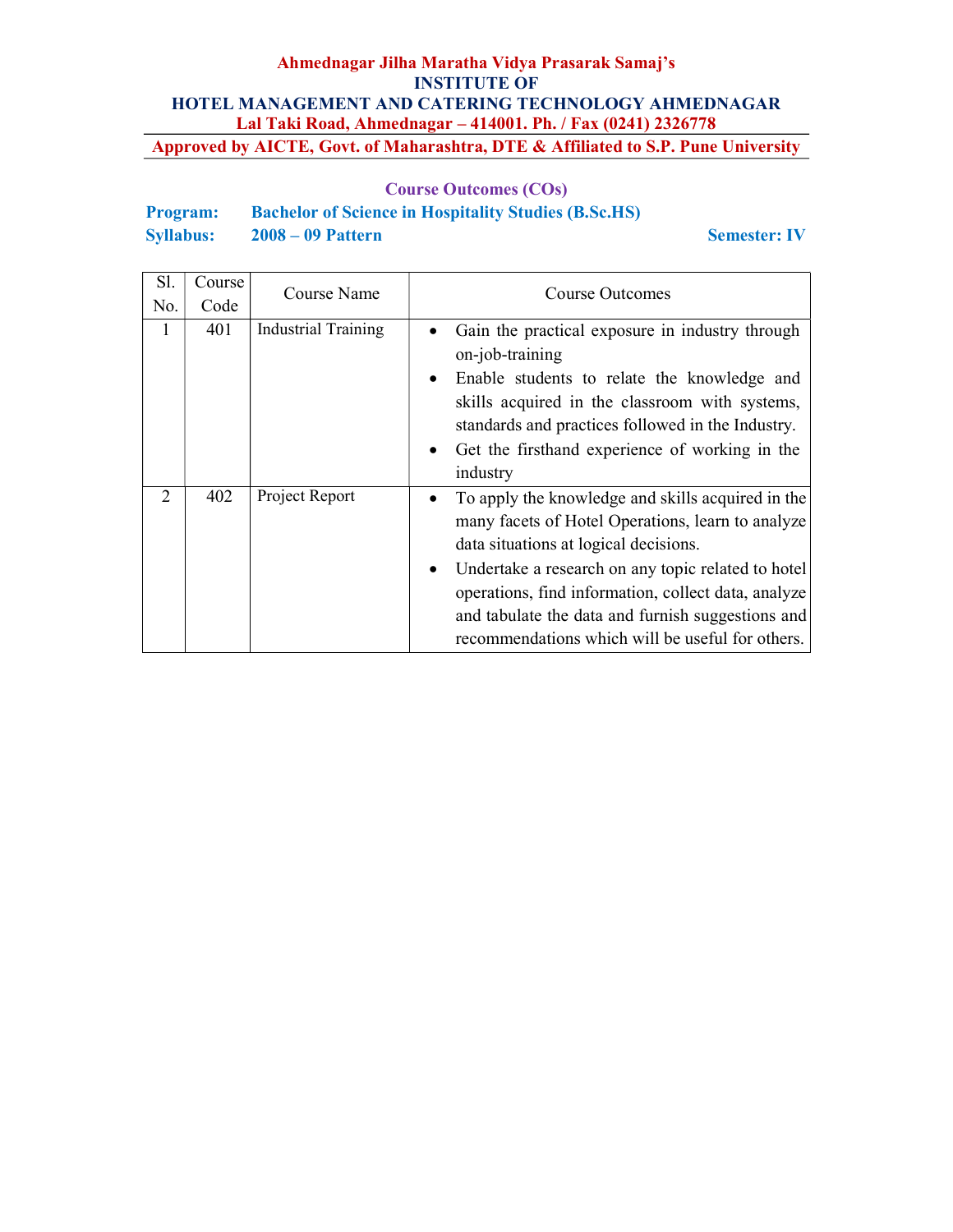**Ahmednagar Jilha Maratha Vidya Prasarak Samaj's**
**INSTITUTE OF**
**HOTEL MANAGEMENT AND CATERING TECHNOLOGY AHMEDNAGAR**
**Lal Taki Road, Ahmednagar – 414001. Ph. / Fax (0241) 2326778**
**Approved by AICTE, Govt. of Maharashtra, DTE & Affiliated to S.P. Pune University**

## Course Outcomes (COs)

**Program:** Bachelor of Science in Hospitality Studies (B.Sc.HS)
**Syllabus:** 2008 – 09 Pattern **Semester: IV**

| Sl. No. | Course Code | Course Name | Course Outcomes |
|---|---|---|---|
| 1 | 401 | Industrial Training | • Gain the practical exposure in industry through on-job-training<br>• Enable students to relate the knowledge and skills acquired in the classroom with systems, standards and practices followed in the Industry.<br>• Get the firsthand experience of working in the industry |
| 2 | 402 | Project Report | • To apply the knowledge and skills acquired in the many facets of Hotel Operations, learn to analyze data situations at logical decisions.<br>• Undertake a research on any topic related to hotel operations, find information, collect data, analyze and tabulate the data and furnish suggestions and recommendations which will be useful for others. |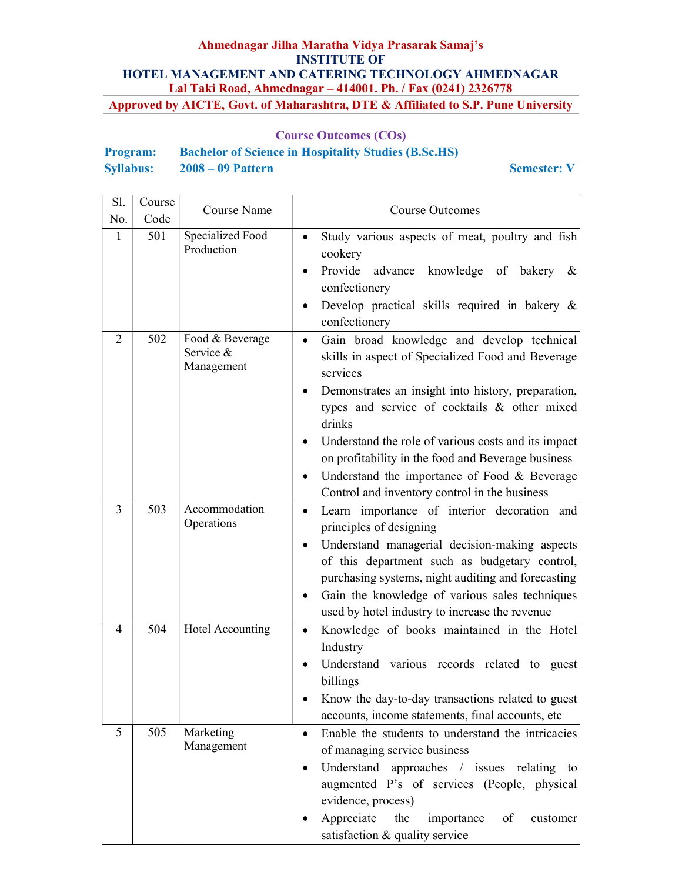**Ahmednagar Jilha Maratha Vidya Prasarak Samaj's**
**INSTITUTE OF**
**HOTEL MANAGEMENT AND CATERING TECHNOLOGY AHMEDNAGAR**
**Lal Taki Road, Ahmednagar – 414001. Ph. / Fax (0241) 2326778**

**Approved by AICTE, Govt. of Maharashtra, DTE & Affiliated to S.P. Pune University**

## Course Outcomes (COs)

**Program:** **Bachelor of Science in Hospitality Studies (B.Sc.HS)**
**Syllabus:** **2008 – 09 Pattern** **Semester: V**

| Sl. No. | Course Code | Course Name | Course Outcomes |
|---|---|---|---|
| 1 | 501 | Specialized Food Production | • Study various aspects of meat, poultry and fish cookery<br>• Provide advance knowledge of bakery & confectionery<br>• Develop practical skills required in bakery & confectionery |
| 2 | 502 | Food & Beverage Service & Management | • Gain broad knowledge and develop technical skills in aspect of Specialized Food and Beverage services<br>• Demonstrates an insight into history, preparation, types and service of cocktails & other mixed drinks<br>• Understand the role of various costs and its impact on profitability in the food and Beverage business<br>• Understand the importance of Food & Beverage Control and inventory control in the business |
| 3 | 503 | Accommodation Operations | • Learn importance of interior decoration and principles of designing<br>• Understand managerial decision-making aspects of this department such as budgetary control, purchasing systems, night auditing and forecasting<br>• Gain the knowledge of various sales techniques used by hotel industry to increase the revenue |
| 4 | 504 | Hotel Accounting | • Knowledge of books maintained in the Hotel Industry<br>• Understand various records related to guest billings<br>• Know the day-to-day transactions related to guest accounts, income statements, final accounts, etc |
| 5 | 505 | Marketing Management | • Enable the students to understand the intricacies of managing service business<br>• Understand approaches / issues relating to augmented P's of services (People, physical evidence, process)<br>• Appreciate the importance of customer satisfaction & quality service |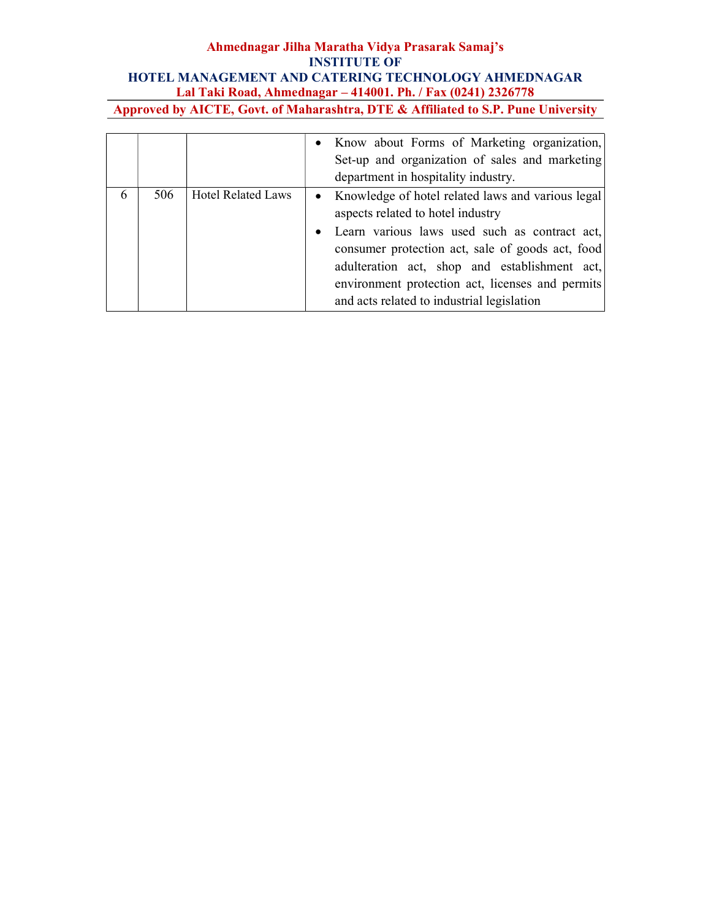|  |  |  |  |
|---|---|---|---|
|  |  |  | • Know about Forms of Marketing organization, Set-up and organization of sales and marketing department in hospitality industry. |
| 6 | 506 | Hotel Related Laws | • Knowledge of hotel related laws and various legal aspects related to hotel industry<br>• Learn various laws used such as contract act, consumer protection act, sale of goods act, food adulteration act, shop and establishment act, environment protection act, licenses and permits and acts related to industrial legislation |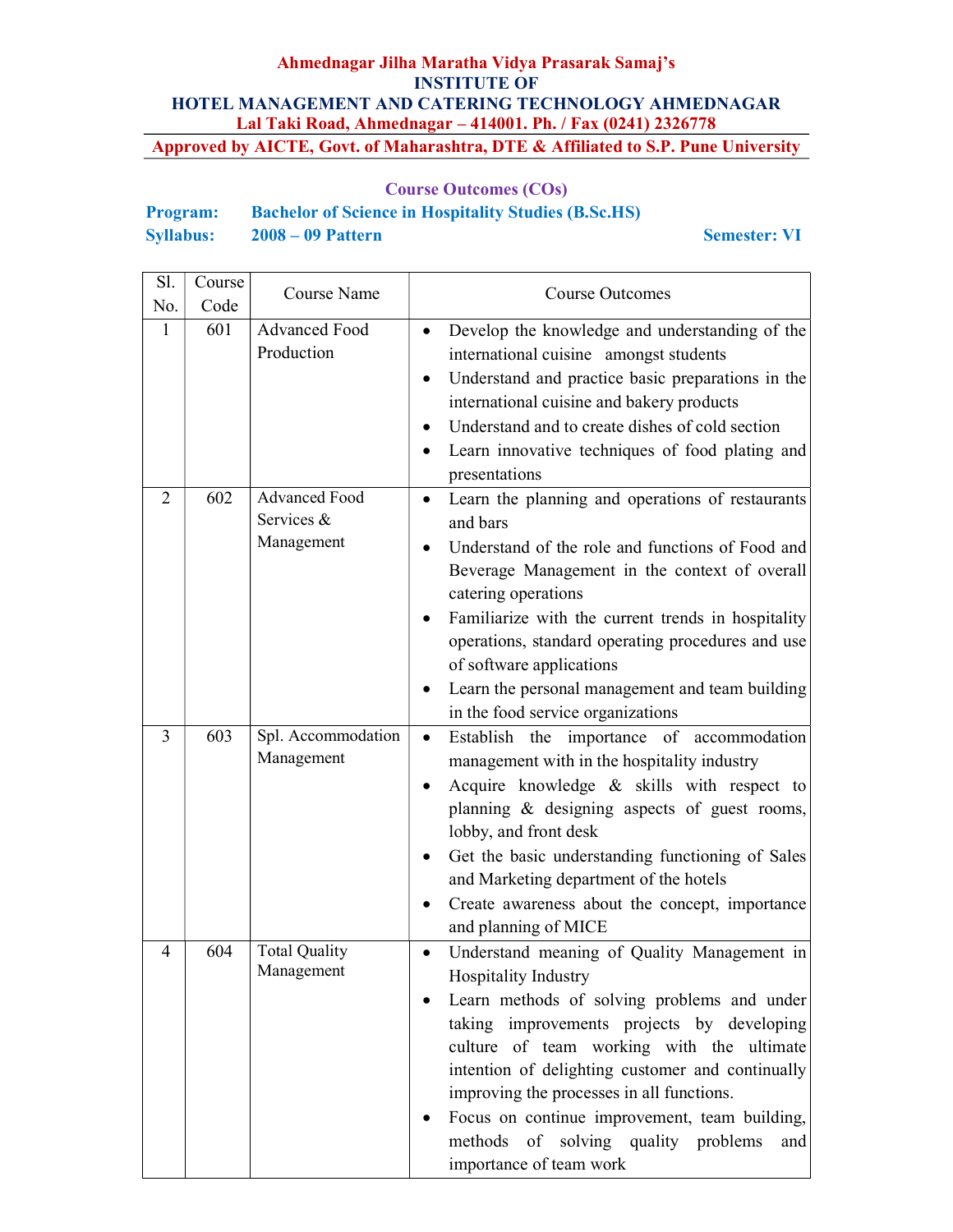Ahmednagar Jilha Maratha Vidya Prasarak Samaj's
**INSTITUTE OF**
**HOTEL MANAGEMENT AND CATERING TECHNOLOGY AHMEDNAGAR**
**Lal Taki Road, Ahmednagar – 414001. Ph. / Fax (0241) 2326778**
**Approved by AICTE, Govt. of Maharashtra, DTE & Affiliated to S.P. Pune University**

## Course Outcomes (COs)

**Program:** Bachelor of Science in Hospitality Studies (B.Sc.HS)
**Syllabus:** 2008 – 09 Pattern **Semester: VI**

| Sl. No. | Course Code | Course Name | Course Outcomes |
|---|---|---|---|
| 1 | 601 | Advanced Food Production | • Develop the knowledge and understanding of the international cuisine amongst students<br>• Understand and practice basic preparations in the international cuisine and bakery products<br>• Understand and to create dishes of cold section<br>• Learn innovative techniques of food plating and presentations |
| 2 | 602 | Advanced Food Services & Management | • Learn the planning and operations of restaurants and bars<br>• Understand of the role and functions of Food and Beverage Management in the context of overall catering operations<br>• Familiarize with the current trends in hospitality operations, standard operating procedures and use of software applications<br>• Learn the personal management and team building in the food service organizations |
| 3 | 603 | Spl. Accommodation Management | • Establish the importance of accommodation management with in the hospitality industry<br>• Acquire knowledge & skills with respect to planning & designing aspects of guest rooms, lobby, and front desk<br>• Get the basic understanding functioning of Sales and Marketing department of the hotels<br>• Create awareness about the concept, importance and planning of MICE |
| 4 | 604 | Total Quality Management | • Understand meaning of Quality Management in Hospitality Industry<br>• Learn methods of solving problems and under taking improvements projects by developing culture of team working with the ultimate intention of delighting customer and continually improving the processes in all functions.<br>• Focus on continue improvement, team building, methods of solving quality problems and importance of team work |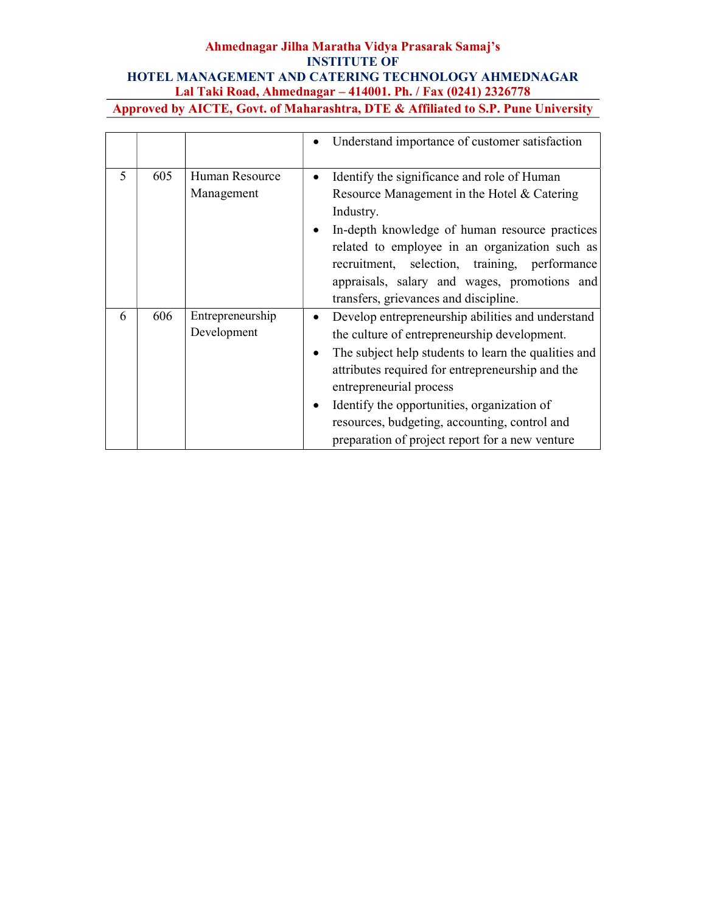| | | | |
|---|---|---|---|
| | | | • Understand importance of customer satisfaction |
| 5 | 605 | Human Resource Management | • Identify the significance and role of Human Resource Management in the Hotel & Catering Industry.<br>• In-depth knowledge of human resource practices related to employee in an organization such as recruitment, selection, training, performance appraisals, salary and wages, promotions and transfers, grievances and discipline. |
| 6 | 606 | Entrepreneurship Development | • Develop entrepreneurship abilities and understand the culture of entrepreneurship development.<br>• The subject help students to learn the qualities and attributes required for entrepreneurship and the entrepreneurial process<br>• Identify the opportunities, organization of resources, budgeting, accounting, control and preparation of project report for a new venture |